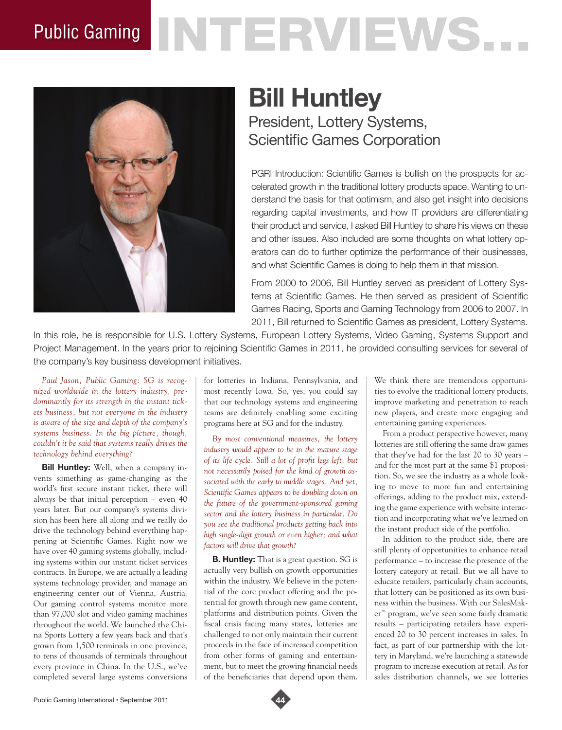# Public Gaming INTERVIEWS...

# Bill Huntley

## President, Lottery Systems, Scientific Games Corporation

PGRI Introduction: Scientific Games is bullish on the prospects for accelerated growth in the traditional lottery products space. Wanting to understand the basis for that optimism, and also get insight into decisions regarding capital investments, and how IT providers are differentiating their product and service, I asked Bill Huntley to share his views on these and other issues. Also included are some thoughts on what lottery operators can do to further optimize the performance of their businesses, and what Scientific Games is doing to help them in that mission.

From 2000 to 2006, Bill Huntley served as president of Lottery Systems at Scientific Games. He then served as president of Scientific Games Racing, Sports and Gaming Technology from 2006 to 2007. In 2011, Bill returned to Scientific Games as president, Lottery Systems. In this role, he is responsible for U.S. Lottery Systems, European Lottery Systems, Video Gaming, Systems Support and Project Management. In the years prior to rejoining Scientific Games in 2011, he provided consulting services for several of the company's key business development initiatives.

*Paul Jason, Public Gaming: SG is recognized worldwide in the lottery industry, predominantly for its strength in the instant tickets business, but not everyone in the industry is aware of the size and depth of the company's systems business. In the big picture, though, couldn't it be said that systems really drives the technology behind everything?*

**Bill Huntley:** Well, when a company invents something as game-changing as the world's first secure instant ticket, there will always be that initial perception – even 40 years later. But our company's systems division has been here all along and we really do drive the technology behind everything happening at Scientific Games. Right now we have over 40 gaming systems globally, including systems within our instant ticket services contracts. In Europe, we are actually a leading systems technology provider, and manage an engineering center out of Vienna, Austria. Our gaming control systems monitor more than 97,000 slot and video gaming machines throughout the world. We launched the China Sports Lottery a few years back and that's grown from 1,500 terminals in one province, to tens of thousands of terminals throughout every province in China. In the U.S., we've completed several large systems conversions for lotteries in Indiana, Pennsylvania, and most recently Iowa. So, yes, you could say that our technology systems and engineering teams are definitely enabling some exciting programs here at SG and for the industry.

*By most conventional measures, the lottery industry would appear to be in the mature stage of its life cycle. Still a lot of profit legs left, but not necessarily poised for the kind of growth associated with the early to middle stages. And yet, Scientific Games appears to be doubling down on the future of the government-sponsored gaming sector and the lottery business in particular. Do you see the traditional products getting back into high single-digit growth or even higher; and what factors will drive that growth?*

**B. Huntley:** That is a great question. SG is actually very bullish on growth opportunities within the industry. We believe in the potential of the core product offering and the potential for growth through new game content, platforms and distribution points. Given the fiscal crisis facing many states, lotteries are challenged to not only maintain their current proceeds in the face of increased competition from other forms of gaming and entertainment, but to meet the growing financial needs of the beneficiaries that depend upon them. We think there are tremendous opportunities to evolve the traditional lottery products, improve marketing and penetration to reach new players, and create more engaging and entertaining gaming experiences.

From a product perspective however, many lotteries are still offering the same draw games that they've had for the last 20 to 30 years – and for the most part at the same $1 proposition. So, we see the industry as a whole looking to move to more fun and entertaining offerings, adding to the product mix, extending the game experience with website interaction and incorporating what we've learned on the instant product side of the portfolio.

In addition to the product side, there are still plenty of opportunities to enhance retail performance – to increase the presence of the lottery category at retail. But we all have to educate retailers, particularly chain accounts, that lottery can be positioned as its own business within the business. With our SalesMaker™ program, we've seen some fairly dramatic results – participating retailers have experienced 20 to 30 percent increases in sales. In fact, as part of our partnership with the lottery in Maryland, we're launching a statewide program to increase execution at retail. As for sales distribution channels, we see lotteries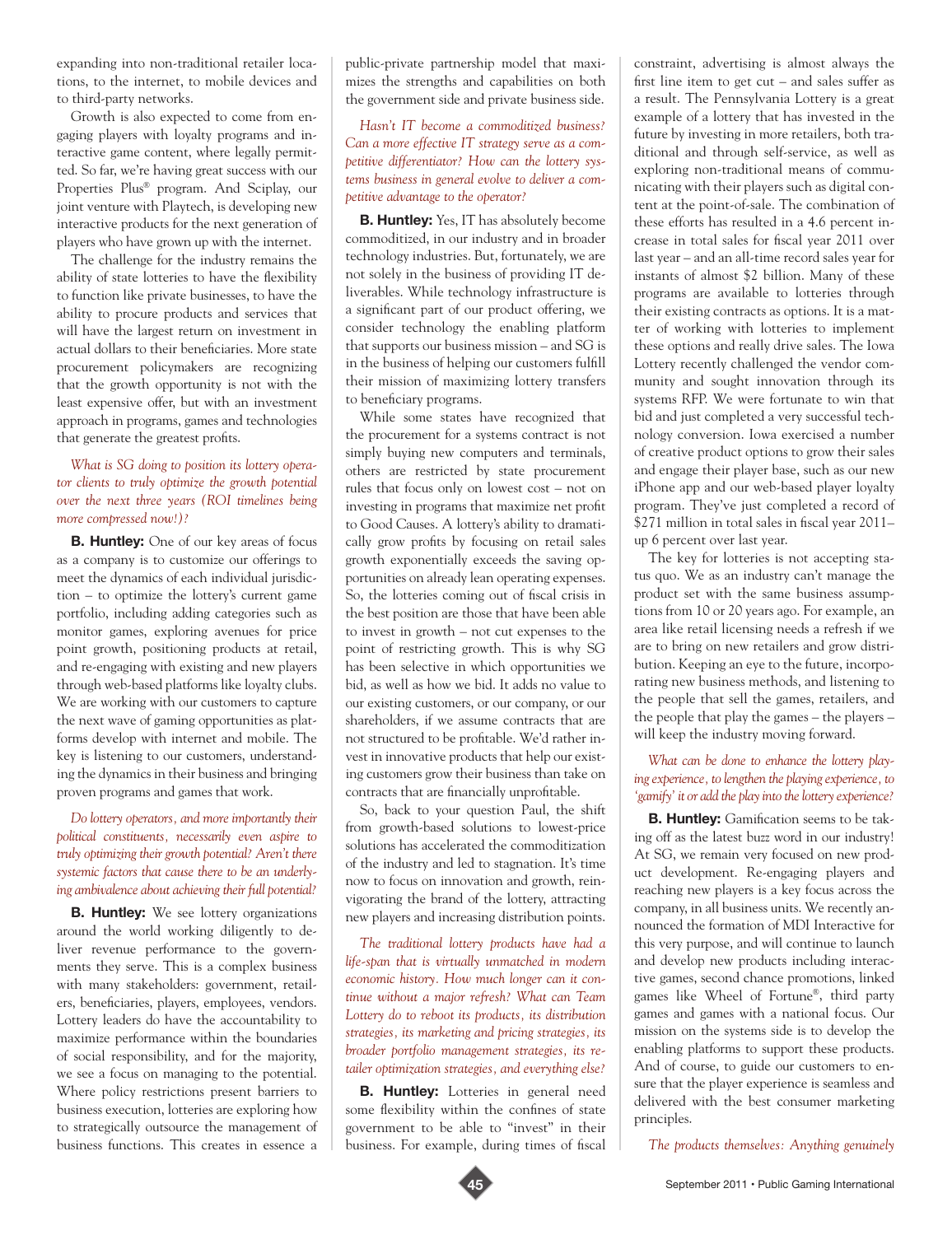expanding into non-traditional retailer locations, to the internet, to mobile devices and to third-party networks.

Growth is also expected to come from engaging players with loyalty programs and interactive game content, where legally permitted. So far, we're having great success with our Properties Plus® program. And Sciplay, our joint venture with Playtech, is developing new interactive products for the next generation of players who have grown up with the internet.

The challenge for the industry remains the ability of state lotteries to have the flexibility to function like private businesses, to have the ability to procure products and services that will have the largest return on investment in actual dollars to their beneficiaries. More state procurement policymakers are recognizing that the growth opportunity is not with the least expensive offer, but with an investment approach in programs, games and technologies that generate the greatest profits.

*What is SG doing to position its lottery operator clients to truly optimize the growth potential over the next three years (ROI timelines being more compressed now!)?*

**B. Huntley:** One of our key areas of focus as a company is to customize our offerings to meet the dynamics of each individual jurisdiction – to optimize the lottery's current game portfolio, including adding categories such as monitor games, exploring avenues for price point growth, positioning products at retail, and re-engaging with existing and new players through web-based platforms like loyalty clubs. We are working with our customers to capture the next wave of gaming opportunities as platforms develop with internet and mobile. The key is listening to our customers, understanding the dynamics in their business and bringing proven programs and games that work.

*Do lottery operators, and more importantly their political constituents, necessarily even aspire to truly optimizing their growth potential? Aren't there systemic factors that cause there to be an underlying ambivalence about achieving their full potential?*

**B. Huntley:** We see lottery organizations around the world working diligently to deliver revenue performance to the governments they serve. This is a complex business with many stakeholders: government, retailers, beneficiaries, players, employees, vendors. Lottery leaders do have the accountability to maximize performance within the boundaries of social responsibility, and for the majority, we see a focus on managing to the potential. Where policy restrictions present barriers to business execution, lotteries are exploring how to strategically outsource the management of business functions. This creates in essence a public-private partnership model that maximizes the strengths and capabilities on both the government side and private business side.

*Hasn't IT become a commoditized business? Can a more effective IT strategy serve as a competitive differentiator? How can the lottery systems business in general evolve to deliver a competitive advantage to the operator?*

**B. Huntley:** Yes, IT has absolutely become commoditized, in our industry and in broader technology industries. But, fortunately, we are not solely in the business of providing IT deliverables. While technology infrastructure is a significant part of our product offering, we consider technology the enabling platform that supports our business mission – and SG is in the business of helping our customers fulfill their mission of maximizing lottery transfers to beneficiary programs.

While some states have recognized that the procurement for a systems contract is not simply buying new computers and terminals, others are restricted by state procurement rules that focus only on lowest cost – not on investing in programs that maximize net profit to Good Causes. A lottery's ability to dramatically grow profits by focusing on retail sales growth exponentially exceeds the saving opportunities on already lean operating expenses. So, the lotteries coming out of fiscal crisis in the best position are those that have been able to invest in growth – not cut expenses to the point of restricting growth. This is why SG has been selective in which opportunities we bid, as well as how we bid. It adds no value to our existing customers, or our company, or our shareholders, if we assume contracts that are not structured to be profitable. We'd rather invest in innovative products that help our existing customers grow their business than take on contracts that are financially unprofitable.

So, back to your question Paul, the shift from growth-based solutions to lowest-price solutions has accelerated the commoditization of the industry and led to stagnation. It's time now to focus on innovation and growth, reinvigorating the brand of the lottery, attracting new players and increasing distribution points.

*The traditional lottery products have had a life-span that is virtually unmatched in modern economic history. How much longer can it continue without a major refresh? What can Team Lottery do to reboot its products, its distribution strategies, its marketing and pricing strategies, its broader portfolio management strategies, its retailer optimization strategies, and everything else?*

**B. Huntley:** Lotteries in general need some flexibility within the confines of state government to be able to "invest" in their business. For example, during times of fiscal constraint, advertising is almost always the first line item to get cut – and sales suffer as a result. The Pennsylvania Lottery is a great example of a lottery that has invested in the future by investing in more retailers, both traditional and through self-service, as well as exploring non-traditional means of communicating with their players such as digital content at the point-of-sale. The combination of these efforts has resulted in a 4.6 percent increase in total sales for fiscal year 2011 over last year – and an all-time record sales year for instants of almost $2 billion. Many of these programs are available to lotteries through their existing contracts as options. It is a matter of working with lotteries to implement these options and really drive sales. The Iowa Lottery recently challenged the vendor community and sought innovation through its systems RFP. We were fortunate to win that bid and just completed a very successful technology conversion. Iowa exercised a number of creative product options to grow their sales and engage their player base, such as our new iPhone app and our web-based player loyalty program. They've just completed a record of $271 million in total sales in fiscal year 2011– up 6 percent over last year.

The key for lotteries is not accepting status quo. We as an industry can't manage the product set with the same business assumptions from 10 or 20 years ago. For example, an area like retail licensing needs a refresh if we are to bring on new retailers and grow distribution. Keeping an eye to the future, incorporating new business methods, and listening to the people that sell the games, retailers, and the people that play the games – the players – will keep the industry moving forward.

*What can be done to enhance the lottery playing experience, to lengthen the playing experience, to 'gamify' it or add the play into the lottery experience?*

**B. Huntley:** Gamification seems to be taking off as the latest buzz word in our industry! At SG, we remain very focused on new product development. Re-engaging players and reaching new players is a key focus across the company, in all business units. We recently announced the formation of MDI Interactive for this very purpose, and will continue to launch and develop new products including interactive games, second chance promotions, linked games like Wheel of Fortune®, third party games and games with a national focus. Our mission on the systems side is to develop the enabling platforms to support these products. And of course, to guide our customers to ensure that the player experience is seamless and delivered with the best consumer marketing principles.

*The products themselves: Anything genuinely*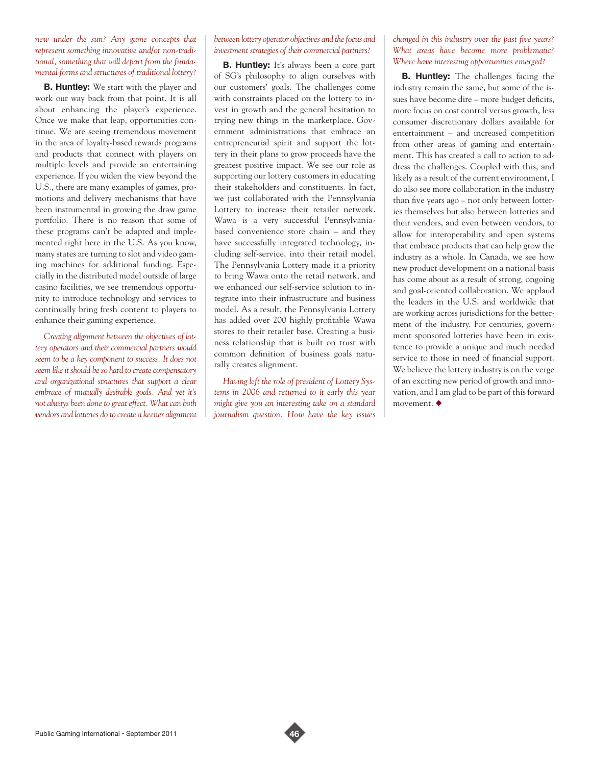*new under the sun? Any game concepts that represent something innovative and/or non-traditional, something that will depart from the fundamental forms and structures of traditional lottery?*

**B. Huntley:** We start with the player and work our way back from that point. It is all about enhancing the player's experience. Once we make that leap, opportunities continue. We are seeing tremendous movement in the area of loyalty-based rewards programs and products that connect with players on multiple levels and provide an entertaining experience. If you widen the view beyond the U.S., there are many examples of games, promotions and delivery mechanisms that have been instrumental in growing the draw game portfolio. There is no reason that some of these programs can't be adapted and implemented right here in the U.S. As you know, many states are turning to slot and video gaming machines for additional funding. Especially in the distributed model outside of large casino facilities, we see tremendous opportunity to introduce technology and services to continually bring fresh content to players to enhance their gaming experience.

*Creating alignment between the objectives of lottery operators and their commercial partners would seem to be a key component to success. It does not seem like it should be so hard to create compensatory and organizational structures that support a clear embrace of mutually desirable goals. And yet it's not always been done to great effect. What can both vendors and lotteries do to create a keener alignment between lottery operator objectives and the focus and investment strategies of their commercial partners?*

**B. Huntley:** It's always been a core part of SG's philosophy to align ourselves with our customers' goals. The challenges come with constraints placed on the lottery to invest in growth and the general hesitation to trying new things in the marketplace. Government administrations that embrace an entrepreneurial spirit and support the lottery in their plans to grow proceeds have the greatest positive impact. We see our role as supporting our lottery customers in educating their stakeholders and constituents. In fact, we just collaborated with the Pennsylvania Lottery to increase their retailer network. Wawa is a very successful Pennsylvania-based convenience store chain – and they have successfully integrated technology, including self-service, into their retail model. The Pennsylvania Lottery made it a priority to bring Wawa onto the retail network, and we enhanced our self-service solution to integrate into their infrastructure and business model. As a result, the Pennsylvania Lottery has added over 200 highly profitable Wawa stores to their retailer base. Creating a business relationship that is built on trust with common definition of business goals naturally creates alignment.

*Having left the role of president of Lottery Systems in 2006 and returned to it early this year might give you an interesting take on a standard journalism question: How have the key issues changed in this industry over the past five years? What areas have become more problematic? Where have interesting opportunities emerged?*

**B. Huntley:** The challenges facing the industry remain the same, but some of the issues have become dire – more budget deficits, more focus on cost control versus growth, less consumer discretionary dollars available for entertainment – and increased competition from other areas of gaming and entertainment. This has created a call to action to address the challenges. Coupled with this, and likely as a result of the current environment, I do also see more collaboration in the industry than five years ago – not only between lotteries themselves but also between lotteries and their vendors, and even between vendors, to allow for interoperability and open systems that embrace products that can help grow the industry as a whole. In Canada, we see how new product development on a national basis has come about as a result of strong, ongoing and goal-oriented collaboration. We applaud the leaders in the U.S. and worldwide that are working across jurisdictions for the betterment of the industry. For centuries, government sponsored lotteries have been in existence to provide a unique and much needed service to those in need of financial support. We believe the lottery industry is on the verge of an exciting new period of growth and innovation, and I am glad to be part of this forward movement. ◆